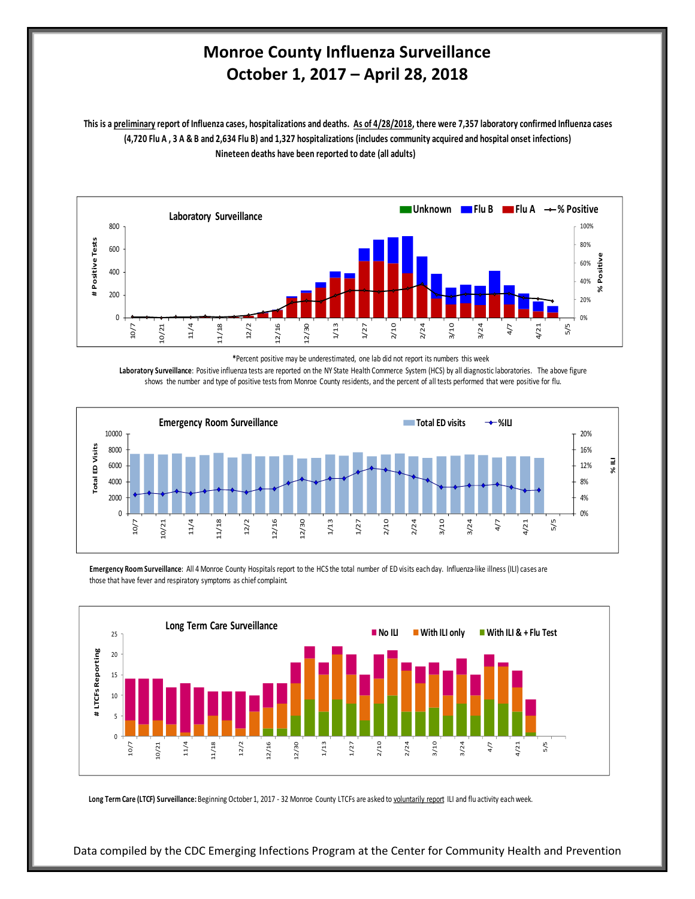# Monroe County Influenza Surveillance
## October 1, 2017 – April 28, 2018

**This is a preliminary report of Influenza cases, hospitalizations and deaths. As of 4/28/2018, there were 7,357 laboratory confirmed Influenza cases (4,720 Flu A , 3 A & B and 2,634 Flu B) and 1,327 hospitalizations (includes community acquired and hospital onset infections) Nineteen deaths have been reported to date (all adults)**

**Laboratory Surveillance**

*Percent positive may be underestimated, one lab did not report its numbers this week

**Laboratory Surveillance**: Positive influenza tests are reported on the NY State Health Commerce System (HCS) by all diagnostic laboratories. The above figure shows the number and type of positive tests from Monroe County residents, and the percent of all tests performed that were positive for flu.

**Emergency Room Surveillance**

**Emergency Room Surveillance**: All 4 Monroe County Hospitals report to the HCS the total number of ED visits each day. Influenza-like illness (ILI) cases are those that have fever and respiratory symptoms as chief complaint.

**Long Term Care Surveillance**

**Long Term Care (LTCF) Surveillance:** Beginning October 1, 2017 - 32 Monroe County LTCFs are asked to voluntarily report ILI and flu activity each week.

Data compiled by the CDC Emerging Infections Program at the Center for Community Health and Prevention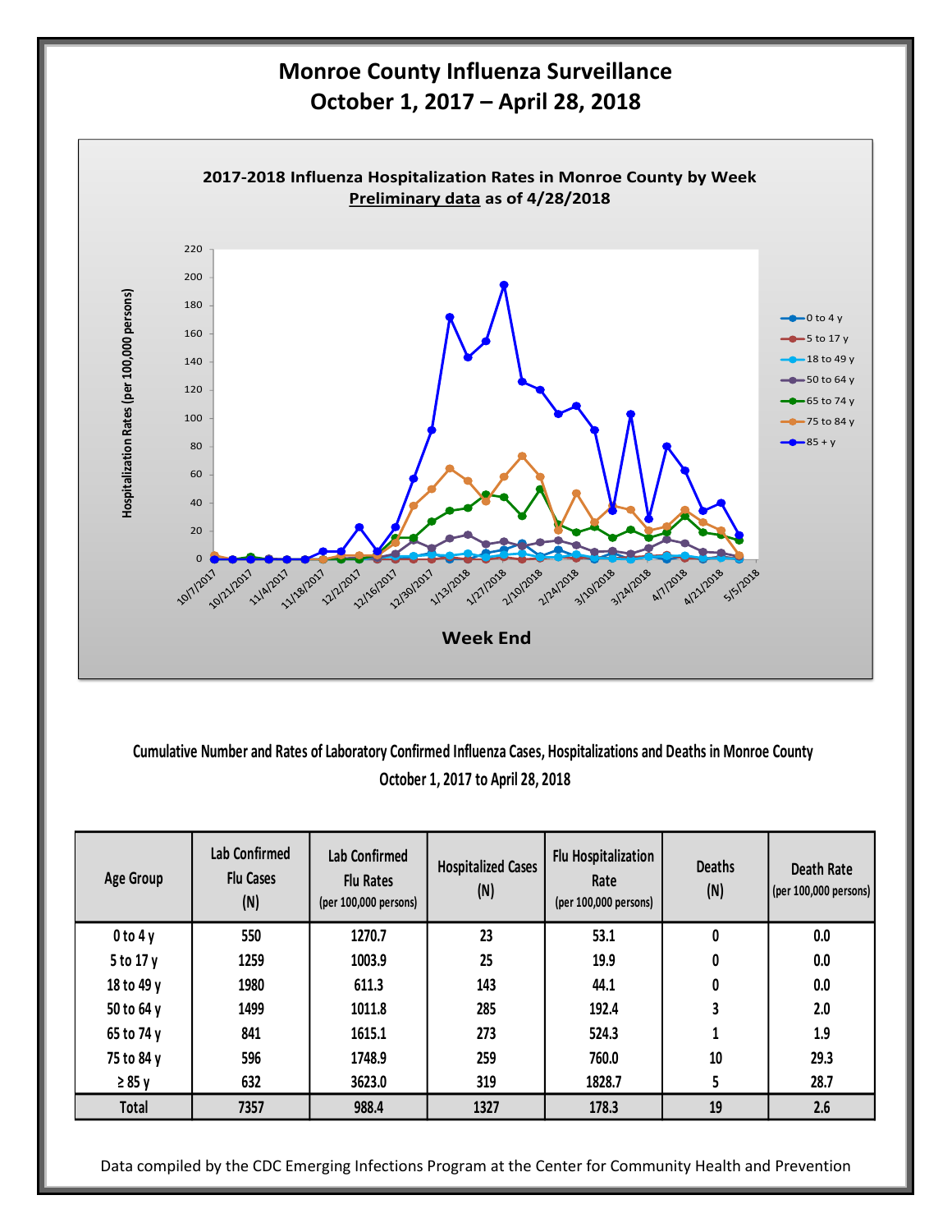# Monroe County Influenza Surveillance
# October 1, 2017 – April 28, 2018

2017-2018 Influenza Hospitalization Rates in Monroe County by Week
Preliminary data as of 4/28/2018

Hospitalization Rates (per 100,000 persons)

220
200
180
160
140
120
100
80
60
40
20
0

10/7/2017
10/21/2017
11/4/2017
11/18/2017
12/2/2017
12/16/2017
12/30/2017
1/13/2018
1/27/2018
2/10/2018
2/24/2018
3/10/2018
3/24/2018
4/7/2018
4/21/2018
5/5/2018

Week End

0 to 4 y
5 to 17 y
18 to 49 y
50 to 64 y
65 to 74 y
75 to 84 y
85 + y

## Cumulative Number and Rates of Laboratory Confirmed Influenza Cases, Hospitalizations and Deaths in Monroe County
## October 1, 2017 to April 28, 2018

| Age Group | Lab Confirmed Flu Cases (N) | Lab Confirmed Flu Rates (per 100,000 persons) | Hospitalized Cases (N) | Flu Hospitalization Rate (per 100,000 persons) | Deaths (N) | Death Rate (per 100,000 persons) |
|---|---|---|---|---|---|---|
| 0 to 4 y | 550 | 1270.7 | 23 | 53.1 | 0 | 0.0 |
| 5 to 17 y | 1259 | 1003.9 | 25 | 19.9 | 0 | 0.0 |
| 18 to 49 y | 1980 | 611.3 | 143 | 44.1 | 0 | 0.0 |
| 50 to 64 y | 1499 | 1011.8 | 285 | 192.4 | 3 | 2.0 |
| 65 to 74 y | 841 | 1615.1 | 273 | 524.3 | 1 | 1.9 |
| 75 to 84 y | 596 | 1748.9 | 259 | 760.0 | 10 | 29.3 |
| ≥ 85 y | 632 | 3623.0 | 319 | 1828.7 | 5 | 28.7 |
| Total | 7357 | 988.4 | 1327 | 178.3 | 19 | 2.6 |

Data compiled by the CDC Emerging Infections Program at the Center for Community Health and Prevention